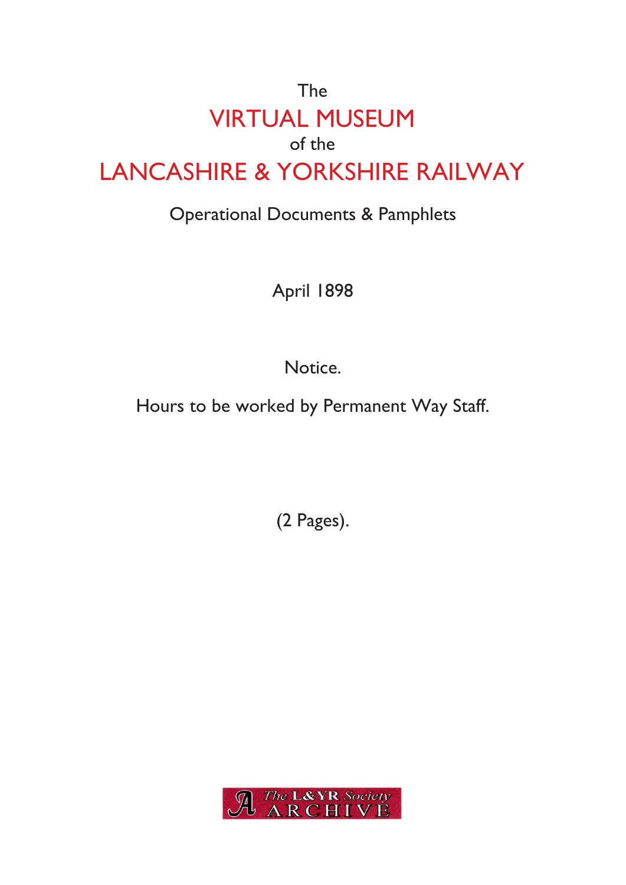The

# VIRTUAL MUSEUM

of the

# LANCASHIRE & YORKSHIRE RAILWAY

Operational Documents & Pamphlets

April 1898

Notice.

Hours to be worked by Permanent Way Staff.

(2 Pages).

The L&YR Society ARCHIVE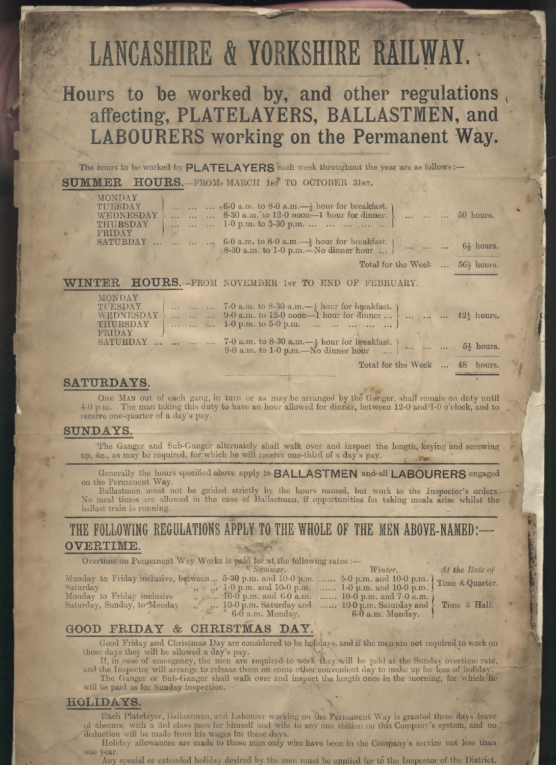# LANCASHIRE & YORKSHIRE RAILWAY.

## Hours to be worked by, and other regulations affecting, PLATELAYERS, BALLASTMEN, and LABOURERS working on the Permanent Way.

The hours to be worked by **PLATELAYERS** each week throughout the year are as follows:—

### SUMMER HOURS.—FROM MARCH 1st TO OCTOBER 31st.

| Days | Hours | Total |
|---|---|---|
| MONDAY, TUESDAY, WEDNESDAY, THURSDAY, FRIDAY | 6-0 a.m. to 8-0 a.m.—½ hour for breakfast. 8-30 a.m. to 12-0 noon—1 hour for dinner. 1-0 p.m. to 5-30 p.m. | 50 hours. |
| SATURDAY | 6-0 a.m. to 8-0 a.m.—½ hour for breakfast. 8-30 a.m. to 1-0 p.m.—No dinner hour | 6½ hours. |
| | Total for the Week | 56½ hours. |

### WINTER HOURS.—FROM NOVEMBER 1st TO END OF FEBRUARY.

| Days | Hours | Total |
|---|---|---|
| MONDAY, TUESDAY, WEDNESDAY, THURSDAY, FRIDAY | 7-0 a.m. to 8-30 a.m.—½ hour for breakfast. 9-0 a.m. to 12-0 noon—1 hour for dinner. 1-0 p.m. to 5-0 p.m. | 42½ hours. |
| SATURDAY | 7-0 a.m. to 8-30 a.m.—½ hour for breakfast. 9-0 a.m. to 1-0 p.m.—No dinner hour | 5½ hours. |
| | Total for the Week | 48 hours. |

### SATURDAYS.

One Man out of each gang, in turn or as may be arranged by the Ganger, shall remain on duty until 4-0 p.m. The man taking this duty to have an hour allowed for dinner, between 12-0 and 1-0 o'clock, and to receive one-quarter of a day's pay.

### SUNDAYS.

The Ganger and Sub-Ganger alternately shall walk over and inspect the length, keying and screwing up, &c., as may be required, for which he will receive one-third of a day's pay.

Generally the hours specified above apply to **BALLASTMEN** and all **LABOURERS** engaged on the Permanent Way.

Ballastmen must not be guided strictly by the hours named, but work to the Inspector's orders. No meal times are allowed in the case of Ballastmen, if opportunities for taking meals arise whilst the ballast train is running.

## THE FOLLOWING REGULATIONS APPLY TO THE WHOLE OF THE MEN ABOVE-NAMED:—

### OVERTIME.

Overtime on Permanent Way Works is paid for at the following rates:—

| | | *Summer.* | *Winter.* | *At the Rate of* |
|---|---|---|---|---|
| Monday to Friday inclusive, | between | 5-30 p.m. and 10-0 p.m. | 5-0 p.m. and 10-0 p.m. | Time & Quarter. |
| Saturday | ,, | 1-0 p.m. and 10-0 p.m. | 1-0 p.m. and 10-0 p.m. | Time & Quarter. |
| Monday to Friday inclusive | ,, | 10-0 p.m. and 6-0 a.m. | 10-0 p.m. and 7-0 a.m. | Time & Half. |
| Saturday, Sunday, to Monday | ,, | 10-0 p.m. Saturday and 6-0 a.m. Monday. | 10-0 p.m. Saturday and 6-0 a.m. Monday. | Time & Half. |

### GOOD FRIDAY & CHRISTMAS DAY.

Good Friday and Christmas Day are considered to be holidays, and if the men are not required to work on those days they will be allowed a day's pay.

If, in case of emergency, the men are required to work they will be paid at the Sunday overtime rate, and the Inspector will arrange to release them on some other convenient day to make up for loss of holiday.

The Ganger or Sub-Ganger shall walk over and inspect the length once in the morning, for which he will be paid as for Sunday inspection.

### HOLIDAYS.

Each Platelayer, Ballastman, and Labourer working on the Permanent Way is granted three days' leave of absence with a 3rd class pass for himself and wife to any one station on this Company's system, and no deduction will be made from his wages for these days.

Holiday allowances are made to those men only who have been in the Company's service not less than one year.

Any special or extended holiday desired by the men must be applied for to the Inspector of the District,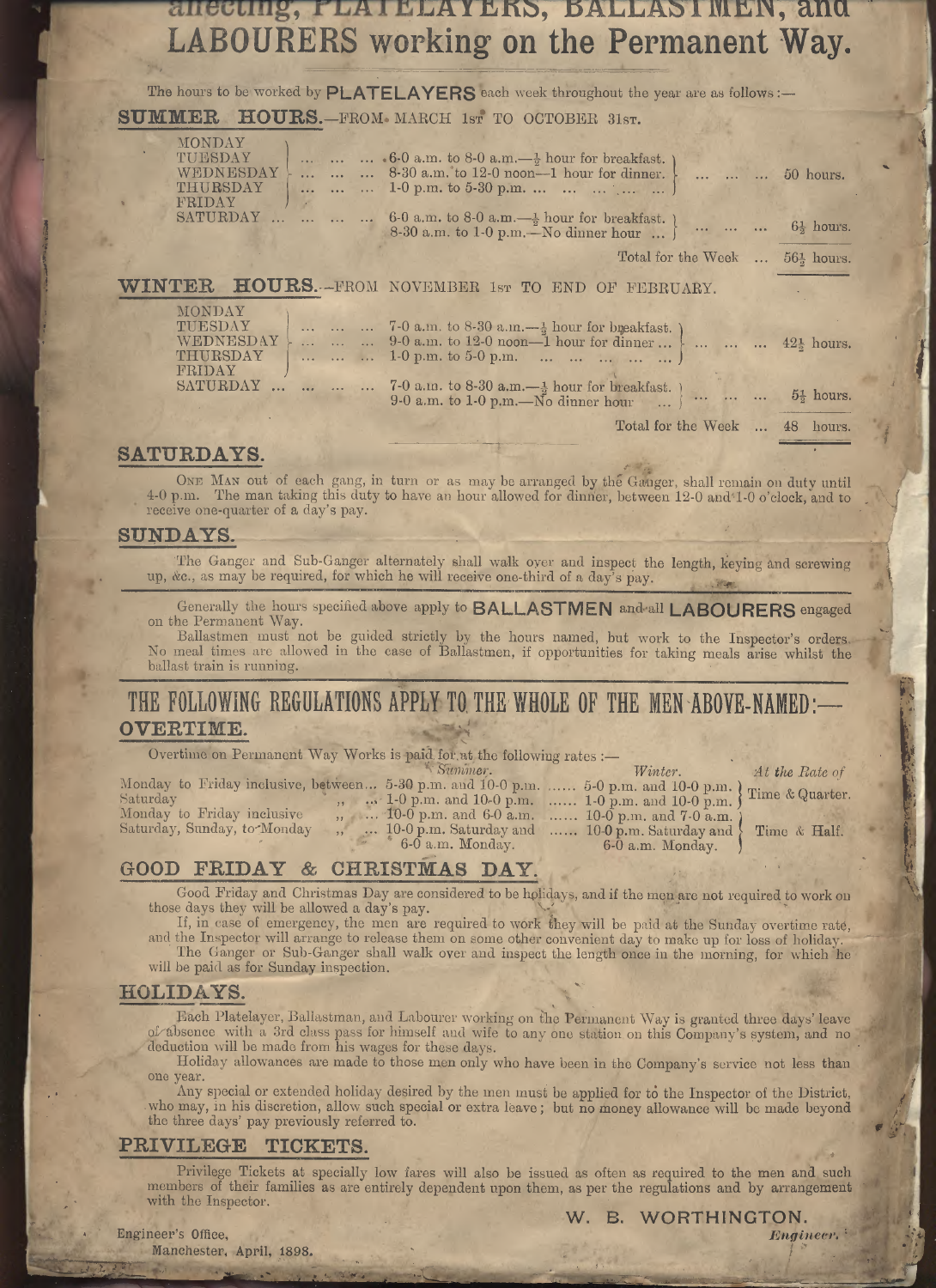# affecting, PLATELAYERS, BALLASTMEN, and LABOURERS working on the Permanent Way.

The hours to be worked by **PLATELAYERS** each week throughout the year are as follows:—

## SUMMER HOURS.—FROM MARCH 1st TO OCTOBER 31st.

| | | |
|---|---|---|
| MONDAY, TUESDAY, WEDNESDAY, THURSDAY, FRIDAY | 6-0 a.m. to 8-0 a.m.—½ hour for breakfast. 8-30 a.m. to 12-0 noon—1 hour for dinner. 1-0 p.m. to 5-30 p.m. | 50 hours. |
| SATURDAY | 6-0 a.m. to 8-0 a.m.—½ hour for breakfast. 8-30 a.m. to 1-0 p.m.—No dinner hour | 6½ hours. |
| | Total for the Week | 56½ hours. |

## WINTER HOURS.—FROM NOVEMBER 1st TO END OF FEBRUARY.

| | | |
|---|---|---|
| MONDAY, TUESDAY, WEDNESDAY, THURSDAY, FRIDAY | 7-0 a.m. to 8-30 a.m.—½ hour for breakfast. 9-0 a.m. to 12-0 noon—1 hour for dinner ... 1-0 p.m. to 5-0 p.m. | 42½ hours. |
| SATURDAY | 7-0 a.m. to 8-30 a.m.—½ hour for breakfast. 9-0 a.m. to 1-0 p.m.—No dinner hour | 5½ hours. |
| | Total for the Week | 48 hours. |

## SATURDAYS.

One Man out of each gang, in turn or as may be arranged by the Ganger, shall remain on duty until 4-0 p.m. The man taking this duty to have an hour allowed for dinner, between 12-0 and 1-0 o'clock, and to receive one-quarter of a day's pay.

## SUNDAYS.

The Ganger and Sub-Ganger alternately shall walk over and inspect the length, keying and screwing up, &c., as may be required, for which he will receive one-third of a day's pay.

Generally the hours specified above apply to **BALLASTMEN** and all **LABOURERS** engaged on the Permanent Way.

Ballastmen must not be guided strictly by the hours named, but work to the Inspector's orders. No meal times are allowed in the case of Ballastmen, if opportunities for taking meals arise whilst the ballast train is running.

# THE FOLLOWING REGULATIONS APPLY TO THE WHOLE OF THE MEN ABOVE-NAMED:—

## OVERTIME.

Overtime on Permanent Way Works is paid for at the following rates:—

| | | *Summer.* | *Winter.* | *At the Rate of* |
|---|---|---|---|---|
| Monday to Friday inclusive, | between... | 5-30 p.m. and 10-0 p.m. | 5-0 p.m. and 10-0 p.m. | Time & Quarter. |
| Saturday | ,, | 1-0 p.m. and 10-0 p.m. | 1-0 p.m. and 10-0 p.m. | Time & Quarter. |
| Monday to Friday inclusive | ,, | 10-0 p.m. and 6-0 a.m. | 10-0 p.m. and 7-0 a.m. | Time & Half. |
| Saturday, Sunday, to Monday | ,, | 10-0 p.m. Saturday and 6-0 a.m. Monday. | 10-0 p.m. Saturday and 6-0 a.m. Monday. | Time & Half. |

## GOOD FRIDAY & CHRISTMAS DAY.

Good Friday and Christmas Day are considered to be holidays, and if the men are not required to work on those days they will be allowed a day's pay.

If, in case of emergency, the men are required to work they will be paid at the Sunday overtime rate, and the Inspector will arrange to release them on some other convenient day to make up for loss of holiday.

The Ganger or Sub-Ganger shall walk over and inspect the length once in the morning, for which he will be paid as for Sunday inspection.

## HOLIDAYS.

Each Platelayer, Ballastman, and Labourer working on the Permanent Way is granted three days' leave of absence with a 3rd class pass for himself and wife to any one station on this Company's system, and no deduction will be made from his wages for these days.

Holiday allowances are made to those men only who have been in the Company's service not less than one year.

Any special or extended holiday desired by the men must be applied for to the Inspector of the District, who may, in his discretion, allow such special or extra leave; but no money allowance will be made beyond the three days' pay previously referred to.

## PRIVILEGE TICKETS.

Privilege Tickets at specially low fares will also be issued as often as required to the men and such members of their families as are entirely dependent upon them, as per the regulations and by arrangement with the Inspector.

W. B. WORTHINGTON.
*Engineer.*

Engineer's Office,
Manchester, April, 1898.